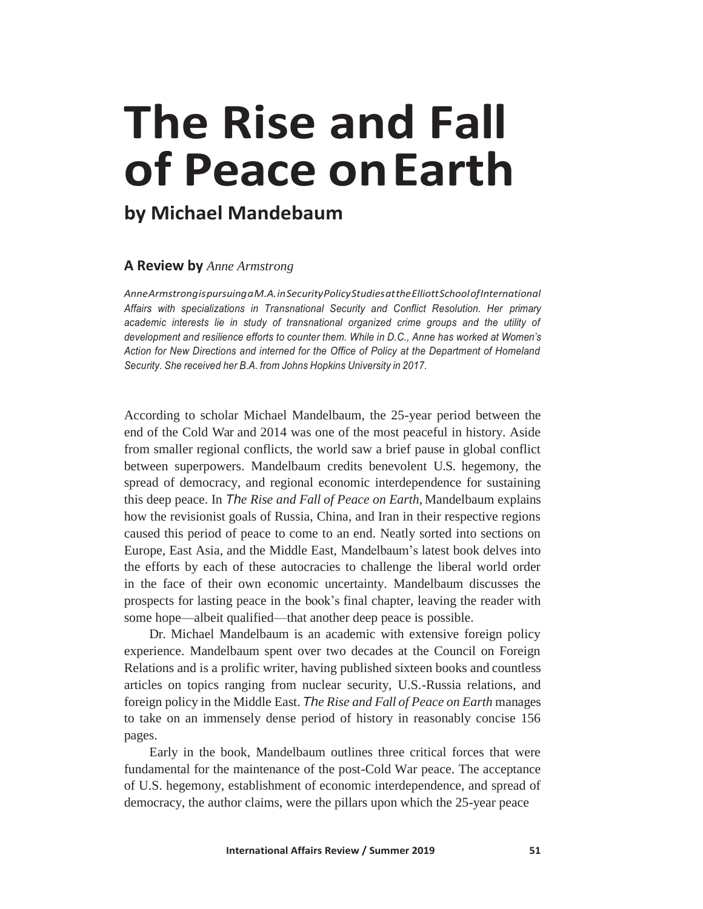# The Rise and Fall of Peace on Earth

## by Michael Mandebaum

**A Review by** *Anne Armstrong*

*Anne Armstrong is pursuing a M.A. in Security Policy Studies at the Elliott School of International Affairs with specializations in Transnational Security and Conflict Resolution. Her primary academic interests lie in study of transnational organized crime groups and the utility of development and resilience efforts to counter them. While in D.C., Anne has worked at Women's Action for New Directions and interned for the Office of Policy at the Department of Homeland Security. She received her B.A. from Johns Hopkins University in 2017.*

According to scholar Michael Mandelbaum, the 25-year period between the end of the Cold War and 2014 was one of the most peaceful in history. Aside from smaller regional conflicts, the world saw a brief pause in global conflict between superpowers. Mandelbaum credits benevolent U.S. hegemony, the spread of democracy, and regional economic interdependence for sustaining this deep peace. In *The Rise and Fall of Peace on Earth*, Mandelbaum explains how the revisionist goals of Russia, China, and Iran in their respective regions caused this period of peace to come to an end. Neatly sorted into sections on Europe, East Asia, and the Middle East, Mandelbaum's latest book delves into the efforts by each of these autocracies to challenge the liberal world order in the face of their own economic uncertainty. Mandelbaum discusses the prospects for lasting peace in the book's final chapter, leaving the reader with some hope—albeit qualified—that another deep peace is possible.

Dr. Michael Mandelbaum is an academic with extensive foreign policy experience. Mandelbaum spent over two decades at the Council on Foreign Relations and is a prolific writer, having published sixteen books and countless articles on topics ranging from nuclear security, U.S.-Russia relations, and foreign policy in the Middle East. *The Rise and Fall of Peace on Earth* manages to take on an immensely dense period of history in reasonably concise 156 pages.

Early in the book, Mandelbaum outlines three critical forces that were fundamental for the maintenance of the post-Cold War peace. The acceptance of U.S. hegemony, establishment of economic interdependence, and spread of democracy, the author claims, were the pillars upon which the 25-year peace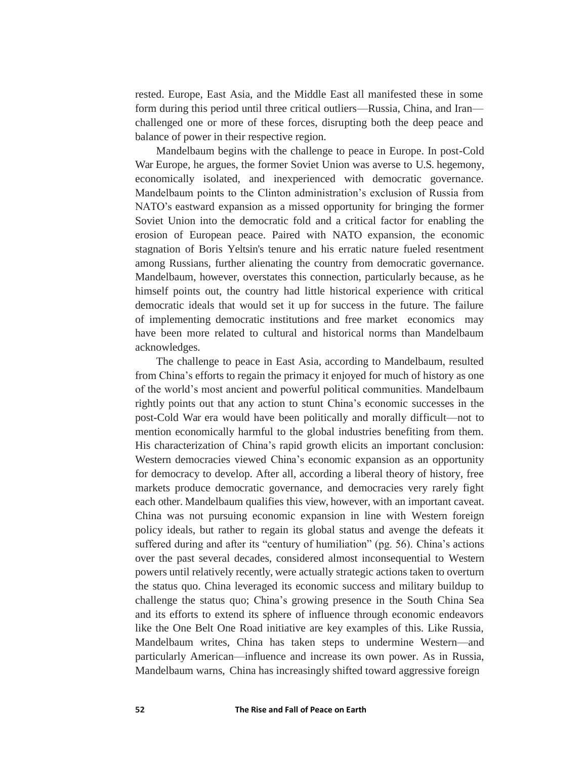rested. Europe, East Asia, and the Middle East all manifested these in some form during this period until three critical outliers—Russia, China, and Iran—challenged one or more of these forces, disrupting both the deep peace and balance of power in their respective region.

Mandelbaum begins with the challenge to peace in Europe. In post-Cold War Europe, he argues, the former Soviet Union was averse to U.S. hegemony, economically isolated, and inexperienced with democratic governance. Mandelbaum points to the Clinton administration's exclusion of Russia from NATO's eastward expansion as a missed opportunity for bringing the former Soviet Union into the democratic fold and a critical factor for enabling the erosion of European peace. Paired with NATO expansion, the economic stagnation of Boris Yeltsin's tenure and his erratic nature fueled resentment among Russians, further alienating the country from democratic governance. Mandelbaum, however, overstates this connection, particularly because, as he himself points out, the country had little historical experience with critical democratic ideals that would set it up for success in the future. The failure of implementing democratic institutions and free market economics may have been more related to cultural and historical norms than Mandelbaum acknowledges.

The challenge to peace in East Asia, according to Mandelbaum, resulted from China's efforts to regain the primacy it enjoyed for much of history as one of the world's most ancient and powerful political communities. Mandelbaum rightly points out that any action to stunt China's economic successes in the post-Cold War era would have been politically and morally difficult—not to mention economically harmful to the global industries benefiting from them. His characterization of China's rapid growth elicits an important conclusion: Western democracies viewed China's economic expansion as an opportunity for democracy to develop. After all, according a liberal theory of history, free markets produce democratic governance, and democracies very rarely fight each other. Mandelbaum qualifies this view, however, with an important caveat. China was not pursuing economic expansion in line with Western foreign policy ideals, but rather to regain its global status and avenge the defeats it suffered during and after its "century of humiliation" (pg. 56). China's actions over the past several decades, considered almost inconsequential to Western powers until relatively recently, were actually strategic actions taken to overturn the status quo. China leveraged its economic success and military buildup to challenge the status quo; China's growing presence in the South China Sea and its efforts to extend its sphere of influence through economic endeavors like the One Belt One Road initiative are key examples of this. Like Russia, Mandelbaum writes, China has taken steps to undermine Western—and particularly American—influence and increase its own power. As in Russia, Mandelbaum warns, China has increasingly shifted toward aggressive foreign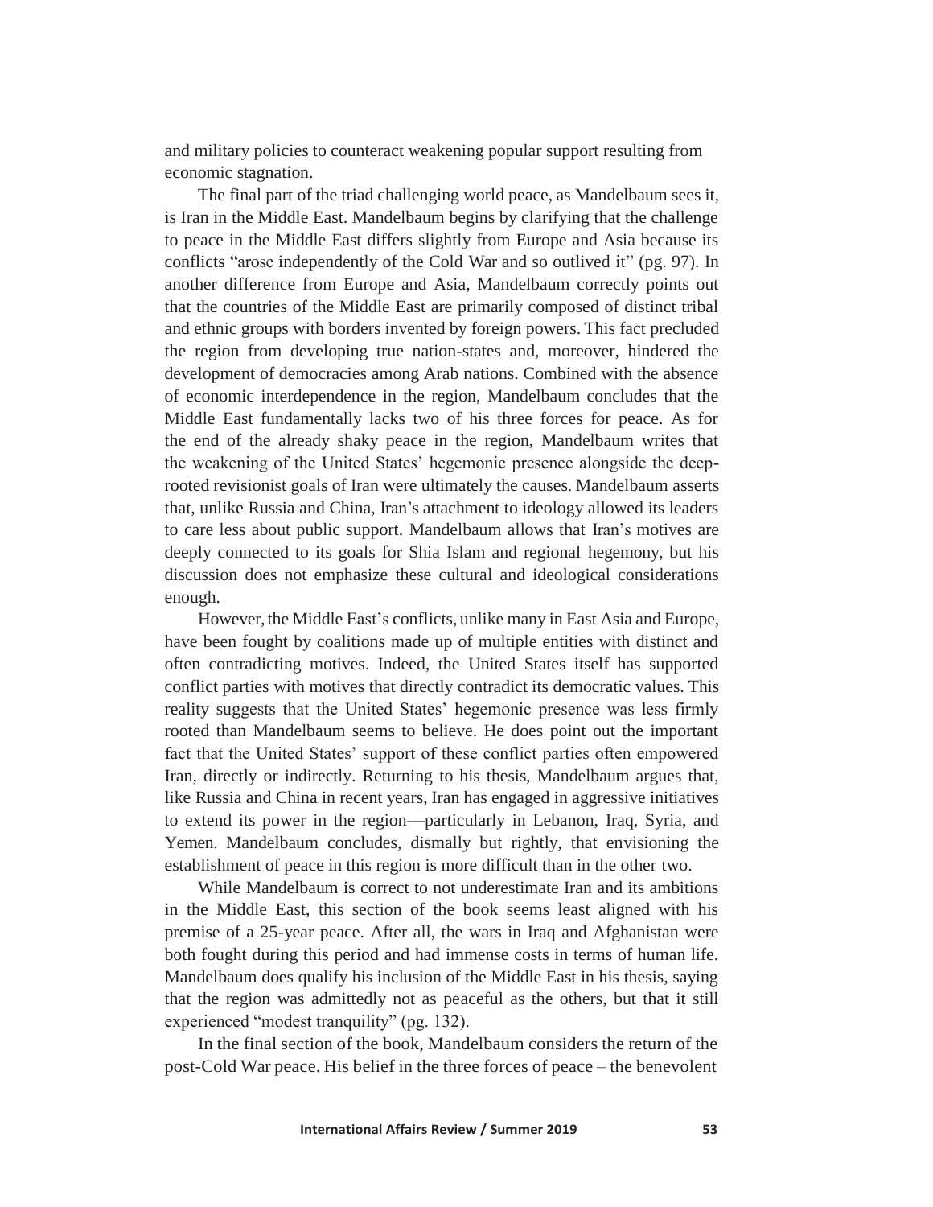and military policies to counteract weakening popular support resulting from economic stagnation.

The final part of the triad challenging world peace, as Mandelbaum sees it, is Iran in the Middle East. Mandelbaum begins by clarifying that the challenge to peace in the Middle East differs slightly from Europe and Asia because its conflicts "arose independently of the Cold War and so outlived it" (pg. 97). In another difference from Europe and Asia, Mandelbaum correctly points out that the countries of the Middle East are primarily composed of distinct tribal and ethnic groups with borders invented by foreign powers. This fact precluded the region from developing true nation-states and, moreover, hindered the development of democracies among Arab nations. Combined with the absence of economic interdependence in the region, Mandelbaum concludes that the Middle East fundamentally lacks two of his three forces for peace. As for the end of the already shaky peace in the region, Mandelbaum writes that the weakening of the United States' hegemonic presence alongside the deep-rooted revisionist goals of Iran were ultimately the causes. Mandelbaum asserts that, unlike Russia and China, Iran's attachment to ideology allowed its leaders to care less about public support. Mandelbaum allows that Iran's motives are deeply connected to its goals for Shia Islam and regional hegemony, but his discussion does not emphasize these cultural and ideological considerations enough.

However, the Middle East's conflicts, unlike many in East Asia and Europe, have been fought by coalitions made up of multiple entities with distinct and often contradicting motives. Indeed, the United States itself has supported conflict parties with motives that directly contradict its democratic values. This reality suggests that the United States' hegemonic presence was less firmly rooted than Mandelbaum seems to believe. He does point out the important fact that the United States' support of these conflict parties often empowered Iran, directly or indirectly. Returning to his thesis, Mandelbaum argues that, like Russia and China in recent years, Iran has engaged in aggressive initiatives to extend its power in the region—particularly in Lebanon, Iraq, Syria, and Yemen. Mandelbaum concludes, dismally but rightly, that envisioning the establishment of peace in this region is more difficult than in the other two.

While Mandelbaum is correct to not underestimate Iran and its ambitions in the Middle East, this section of the book seems least aligned with his premise of a 25-year peace. After all, the wars in Iraq and Afghanistan were both fought during this period and had immense costs in terms of human life. Mandelbaum does qualify his inclusion of the Middle East in his thesis, saying that the region was admittedly not as peaceful as the others, but that it still experienced "modest tranquility" (pg. 132).

In the final section of the book, Mandelbaum considers the return of the post-Cold War peace. His belief in the three forces of peace – the benevolent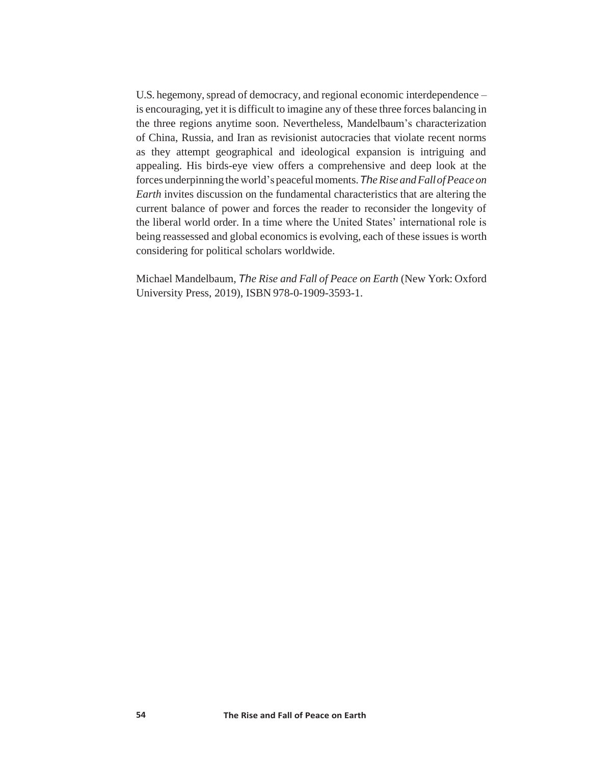U.S. hegemony, spread of democracy, and regional economic interdependence – is encouraging, yet it is difficult to imagine any of these three forces balancing in the three regions anytime soon. Nevertheless, Mandelbaum's characterization of China, Russia, and Iran as revisionist autocracies that violate recent norms as they attempt geographical and ideological expansion is intriguing and appealing. His birds-eye view offers a comprehensive and deep look at the forces underpinning the world's peaceful moments. *The Rise and Fall of Peace on Earth* invites discussion on the fundamental characteristics that are altering the current balance of power and forces the reader to reconsider the longevity of the liberal world order. In a time where the United States' international role is being reassessed and global economics is evolving, each of these issues is worth considering for political scholars worldwide.

Michael Mandelbaum, *The Rise and Fall of Peace on Earth* (New York: Oxford University Press, 2019), ISBN 978-0-1909-3593-1.